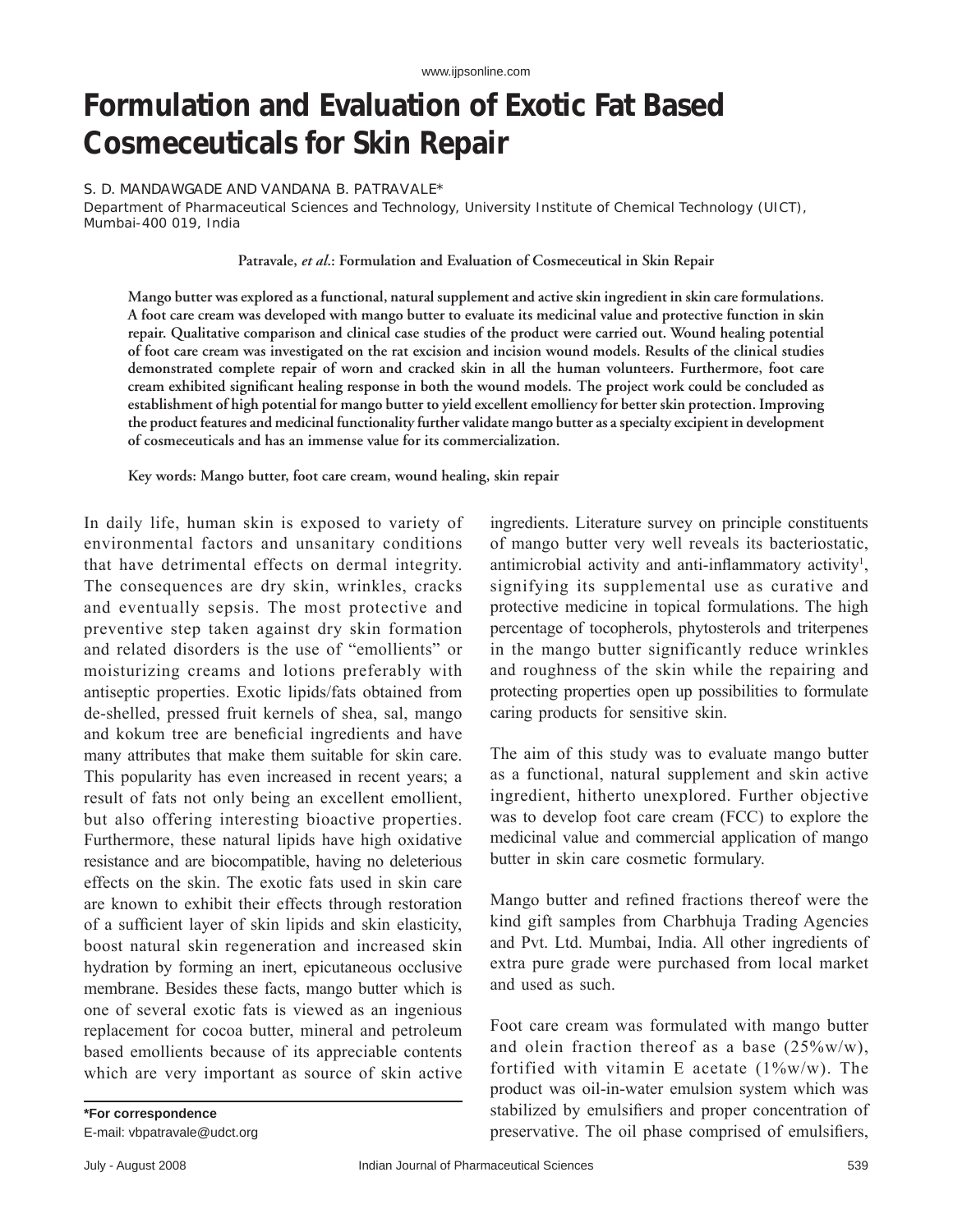# Formulation and Evaluation of Exotic Fat Based Cosmeceuticals for Skin Repair

S. D. MANDAWGADE AND VANDANA B. PATRAVALE*

Department of Pharmaceutical Sciences and Technology, University Institute of Chemical Technology (UICT), Mumbai-400 019, India

**Patravale, *et al*.: Formulation and Evaluation of Cosmeceutical in Skin Repair**

**Mango butter was explored as a functional, natural supplement and active skin ingredient in skin care formulations. A foot care cream was developed with mango butter to evaluate its medicinal value and protective function in skin repair. Qualitative comparison and clinical case studies of the product were carried out. Wound healing potential of foot care cream was investigated on the rat excision and incision wound models. Results of the clinical studies demonstrated complete repair of worn and cracked skin in all the human volunteers. Furthermore, foot care cream exhibited significant healing response in both the wound models. The project work could be concluded as establishment of high potential for mango butter to yield excellent emolliency for better skin protection. Improving the product features and medicinal functionality further validate mango butter as a specialty excipient in development of cosmeceuticals and has an immense value for its commercialization.**

**Key words: Mango butter, foot care cream, wound healing, skin repair**

In daily life, human skin is exposed to variety of environmental factors and unsanitary conditions that have detrimental effects on dermal integrity. The consequences are dry skin, wrinkles, cracks and eventually sepsis. The most protective and preventive step taken against dry skin formation and related disorders is the use of "emollients" or moisturizing creams and lotions preferably with antiseptic properties. Exotic lipids/fats obtained from de-shelled, pressed fruit kernels of shea, sal, mango and kokum tree are beneficial ingredients and have many attributes that make them suitable for skin care. This popularity has even increased in recent years; a result of fats not only being an excellent emollient, but also offering interesting bioactive properties. Furthermore, these natural lipids have high oxidative resistance and are biocompatible, having no deleterious effects on the skin. The exotic fats used in skin care are known to exhibit their effects through restoration of a sufficient layer of skin lipids and skin elasticity, boost natural skin regeneration and increased skin hydration by forming an inert, epicutaneous occlusive membrane. Besides these facts, mango butter which is one of several exotic fats is viewed as an ingenious replacement for cocoa butter, mineral and petroleum based emollients because of its appreciable contents which are very important as source of skin active ingredients. Literature survey on principle constituents of mango butter very well reveals its bacteriostatic, antimicrobial activity and anti-inflammatory activity[1], signifying its supplemental use as curative and protective medicine in topical formulations. The high percentage of tocopherols, phytosterols and triterpenes in the mango butter significantly reduce wrinkles and roughness of the skin while the repairing and protecting properties open up possibilities to formulate caring products for sensitive skin.

The aim of this study was to evaluate mango butter as a functional, natural supplement and skin active ingredient, hitherto unexplored. Further objective was to develop foot care cream (FCC) to explore the medicinal value and commercial application of mango butter in skin care cosmetic formulary.

Mango butter and refined fractions thereof were the kind gift samples from Charbhuja Trading Agencies and Pvt. Ltd. Mumbai, India. All other ingredients of extra pure grade were purchased from local market and used as such.

Foot care cream was formulated with mango butter and olein fraction thereof as a base (25%w/w), fortified with vitamin E acetate (1%w/w). The product was oil-in-water emulsion system which was stabilized by emulsifiers and proper concentration of preservative. The oil phase comprised of emulsifiers,

**\*For correspondence**
E-mail: vbpatravale@udct.org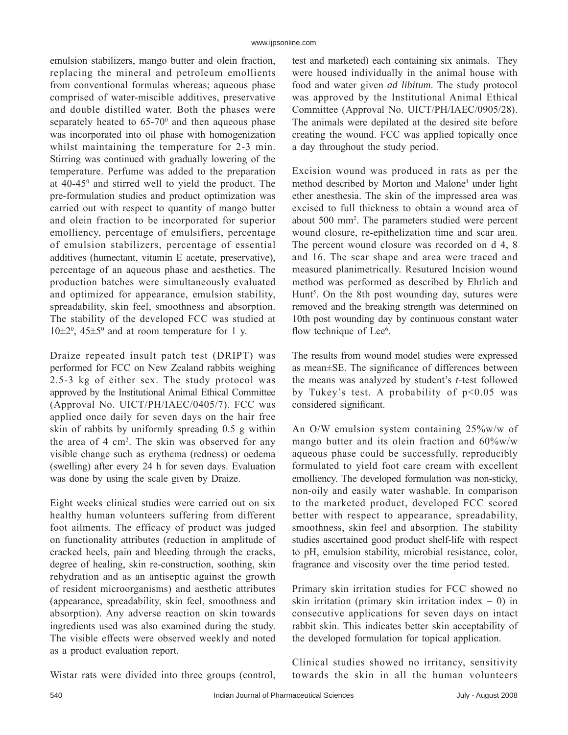emulsion stabilizers, mango butter and olein fraction, replacing the mineral and petroleum emollients from conventional formulas whereas; aqueous phase comprised of water-miscible additives, preservative and double distilled water. Both the phases were separately heated to 65-70$^0$ and then aqueous phase was incorporated into oil phase with homogenization whilst maintaining the temperature for 2-3 min. Stirring was continued with gradually lowering of the temperature. Perfume was added to the preparation at 40-45$^0$ and stirred well to yield the product. The pre-formulation studies and product optimization was carried out with respect to quantity of mango butter and olein fraction to be incorporated for superior emolliency, percentage of emulsifiers, percentage of emulsion stabilizers, percentage of essential additives (humectant, vitamin E acetate, preservative), percentage of an aqueous phase and aesthetics. The production batches were simultaneously evaluated and optimized for appearance, emulsion stability, spreadability, skin feel, smoothness and absorption. The stability of the developed FCC was studied at $10\pm2^0$, $45\pm5^0$ and at room temperature for 1 y.

Draize repeated insult patch test (DRIPT) was performed for FCC on New Zealand rabbits weighing 2.5-3 kg of either sex. The study protocol was approved by the Institutional Animal Ethical Committee (Approval No. UICT/PH/IAEC/0405/7). FCC was applied once daily for seven days on the hair free skin of rabbits by uniformly spreading 0.5 g within the area of 4 cm$^2$. The skin was observed for any visible change such as erythema (redness) or oedema (swelling) after every 24 h for seven days. Evaluation was done by using the scale given by Draize.

Eight weeks clinical studies were carried out on six healthy human volunteers suffering from different foot ailments. The efficacy of product was judged on functionality attributes (reduction in amplitude of cracked heels, pain and bleeding through the cracks, degree of healing, skin re-construction, soothing, skin rehydration and as an antiseptic against the growth of resident microorganisms) and aesthetic attributes (appearance, spreadability, skin feel, smoothness and absorption). Any adverse reaction on skin towards ingredients used was also examined during the study. The visible effects were observed weekly and noted as a product evaluation report.

Wistar rats were divided into three groups (control, test and marketed) each containing six animals. They were housed individually in the animal house with food and water given *ad libitum*. The study protocol was approved by the Institutional Animal Ethical Committee (Approval No. UICT/PH/IAEC/0905/28). The animals were depilated at the desired site before creating the wound. FCC was applied topically once a day throughout the study period.

Excision wound was produced in rats as per the method described by Morton and Malone[4] under light ether anesthesia. The skin of the impressed area was excised to full thickness to obtain a wound area of about 500 mm$^2$. The parameters studied were percent wound closure, re-epithelization time and scar area. The percent wound closure was recorded on d 4, 8 and 16. The scar shape and area were traced and measured planimetrically. Resutured Incision wound method was performed as described by Ehrlich and Hunt[5]. On the 8th post wounding day, sutures were removed and the breaking strength was determined on 10th post wounding day by continuous constant water flow technique of Lee[6].

The results from wound model studies were expressed as mean±SE. The significance of differences between the means was analyzed by student's *t*-test followed by Tukey's test. A probability of $p<0.05$ was considered significant.

An O/W emulsion system containing 25%w/w of mango butter and its olein fraction and 60%w/w aqueous phase could be successfully, reproducibly formulated to yield foot care cream with excellent emolliency. The developed formulation was non-sticky, non-oily and easily water washable. In comparison to the marketed product, developed FCC scored better with respect to appearance, spreadability, smoothness, skin feel and absorption. The stability studies ascertained good product shelf-life with respect to pH, emulsion stability, microbial resistance, color, fragrance and viscosity over the time period tested.

Primary skin irritation studies for FCC showed no skin irritation (primary skin irritation index = 0) in consecutive applications for seven days on intact rabbit skin. This indicates better skin acceptability of the developed formulation for topical application.

Clinical studies showed no irritancy, sensitivity towards the skin in all the human volunteers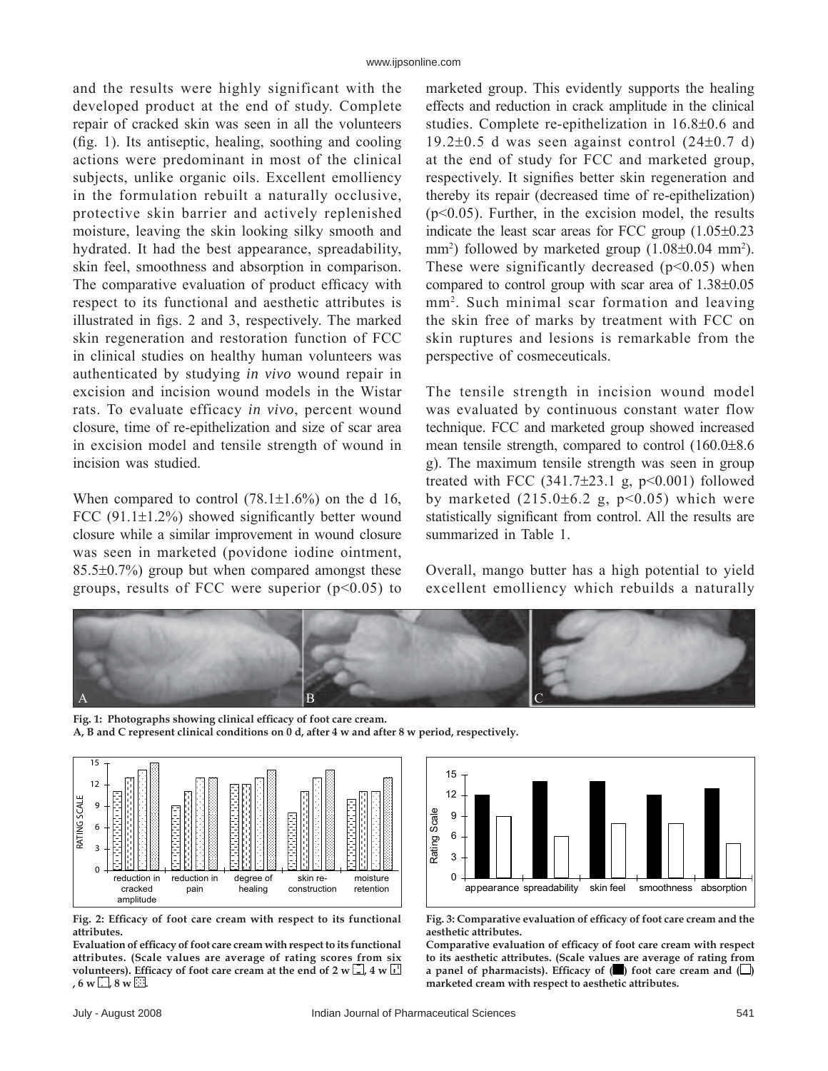and the results were highly significant with the developed product at the end of study. Complete repair of cracked skin was seen in all the volunteers (fig. 1). Its antiseptic, healing, soothing and cooling actions were predominant in most of the clinical subjects, unlike organic oils. Excellent emolliency in the formulation rebuilt a naturally occlusive, protective skin barrier and actively replenished moisture, leaving the skin looking silky smooth and hydrated. It had the best appearance, spreadability, skin feel, smoothness and absorption in comparison. The comparative evaluation of product efficacy with respect to its functional and aesthetic attributes is illustrated in figs. 2 and 3, respectively. The marked skin regeneration and restoration function of FCC in clinical studies on healthy human volunteers was authenticated by studying *in vivo* wound repair in excision and incision wound models in the Wistar rats. To evaluate efficacy *in vivo*, percent wound closure, time of re-epithelization and size of scar area in excision model and tensile strength of wound in incision was studied.

When compared to control (78.1±1.6%) on the d 16, FCC (91.1±1.2%) showed significantly better wound closure while a similar improvement in wound closure was seen in marketed (povidone iodine ointment, 85.5±0.7%) group but when compared amongst these groups, results of FCC were superior ($p<0.05$) to marketed group. This evidently supports the healing effects and reduction in crack amplitude in the clinical studies. Complete re-epithelization in 16.8±0.6 and 19.2±0.5 d was seen against control (24±0.7 d) at the end of study for FCC and marketed group, respectively. It signifies better skin regeneration and thereby its repair (decreased time of re-epithelization) ($p<0.05$). Further, in the excision model, the results indicate the least scar areas for FCC group (1.05±0.23 $mm^2$) followed by marketed group (1.08±0.04 $mm^2$). These were significantly decreased ($p<0.05$) when compared to control group with scar area of 1.38±0.05 $mm^2$. Such minimal scar formation and leaving the skin free of marks by treatment with FCC on skin ruptures and lesions is remarkable from the perspective of cosmeceuticals.

The tensile strength in incision wound model was evaluated by continuous constant water flow technique. FCC and marketed group showed increased mean tensile strength, compared to control (160.0±8.6 g). The maximum tensile strength was seen in group treated with FCC (341.7±23.1 g, $p<0.001$) followed by marketed (215.0±6.2 g, $p<0.05$) which were statistically significant from control. All the results are summarized in Table 1.

Overall, mango butter has a high potential to yield excellent emolliency which rebuilds a naturally

**Fig. 1: Photographs showing clinical efficacy of foot care cream.**
**A, B and C represent clinical conditions on 0 d, after 4 w and after 8 w period, respectively.**

**Fig. 2: Efficacy of foot care cream with respect to its functional attributes.**
**Evaluation of efficacy of foot care cream with respect to its functional attributes. (Scale values are average of rating scores from six volunteers). Efficacy of foot care cream at the end of 2 w, 4 w, 6 w, 8 w.**

**Fig. 3: Comparative evaluation of efficacy of foot care cream and the aesthetic attributes.**
**Comparative evaluation of efficacy of foot care cream with respect to its aesthetic attributes. (Scale values are average of rating from a panel of pharmacists). Efficacy of (■) foot care cream and (□) marketed cream with respect to aesthetic attributes.**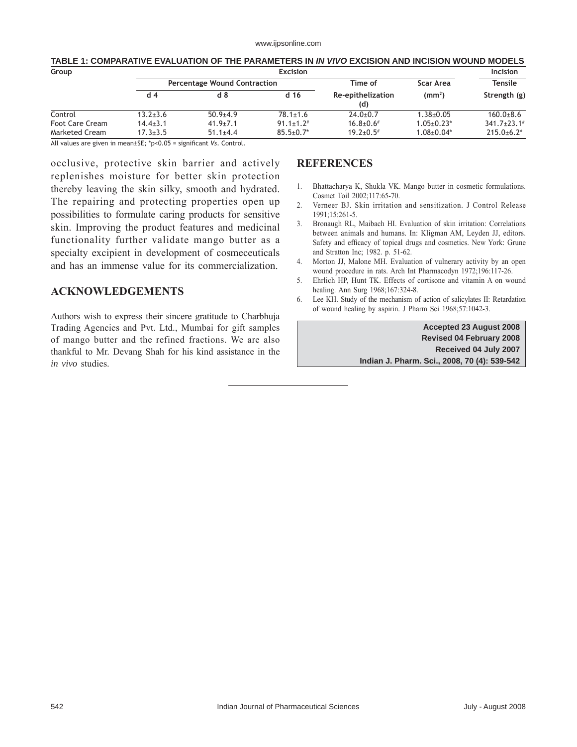TABLE 1: COMPARATIVE EVALUATION OF THE PARAMETERS IN *IN VIVO* EXCISION AND INCISION WOUND MODELS

| Group | Excision | | | | | Incision |
|---|---|---|---|---|---|---|
| | Percentage Wound Contraction | | | Time of Re-epithelization (d) | Scar Area ($mm^2$) | Tensile Strength (g) |
| | d 4 | d 8 | d 16 | | | |
| Control | 13.2±3.6 | 50.9±4.9 | 78.1±1.6 | 24.0±0.7 | 1.38±0.05 | 160.0±8.6 |
| Foot Care Cream | 14.4±3.1 | 41.9±7.1 | 91.1±1.2[#] | 16.8±0.6[#] | 1.05±0.23* | 341.7±23.1[#] |
| Marketed Cream | 17.3±3.5 | 51.1±4.4 | 85.5±0.7* | 19.2±0.5[#] | 1.08±0.04* | 215.0±6.2* |

All values are given in mean±SE; *p<0.05 = significant *Vs*. Control.

occlusive, protective skin barrier and actively replenishes moisture for better skin protection thereby leaving the skin silky, smooth and hydrated. The repairing and protecting properties open up possibilities to formulate caring products for sensitive skin. Improving the product features and medicinal functionality further validate mango butter as a specialty excipient in development of cosmeceuticals and has an immense value for its commercialization.

## ACKNOWLEDGEMENTS

Authors wish to express their sincere gratitude to Charbhuja Trading Agencies and Pvt. Ltd., Mumbai for gift samples of mango butter and the refined fractions. We are also thankful to Mr. Devang Shah for his kind assistance in the *in vivo* studies.

## REFERENCES

1. Bhattacharya K, Shukla VK. Mango butter in cosmetic formulations. Cosmet Toil 2002;117:65-70.
2. Verneer BJ. Skin irritation and sensitization. J Control Release 1991;15:261-5.
3. Bronaugh RL, Maibach HI. Evaluation of skin irritation: Correlations between animals and humans. In: Kligman AM, Leyden JJ, editors. Safety and efficacy of topical drugs and cosmetics. New York: Grune and Stratton Inc; 1982. p. 51-62.
4. Morton JJ, Malone MH. Evaluation of vulnerary activity by an open wound procedure in rats. Arch Int Pharmacodyn 1972;196:117-26.
5. Ehrlich HP, Hunt TK. Effects of cortisone and vitamin A on wound healing. Ann Surg 1968;167:324-8.
6. Lee KH. Study of the mechanism of action of salicylates II: Retardation of wound healing by aspirin. J Pharm Sci 1968;57:1042-3.

**Accepted 23 August 2008**
**Revised 04 February 2008**
**Received 04 July 2007**
**Indian J. Pharm. Sci., 2008, 70 (4): 539-542**